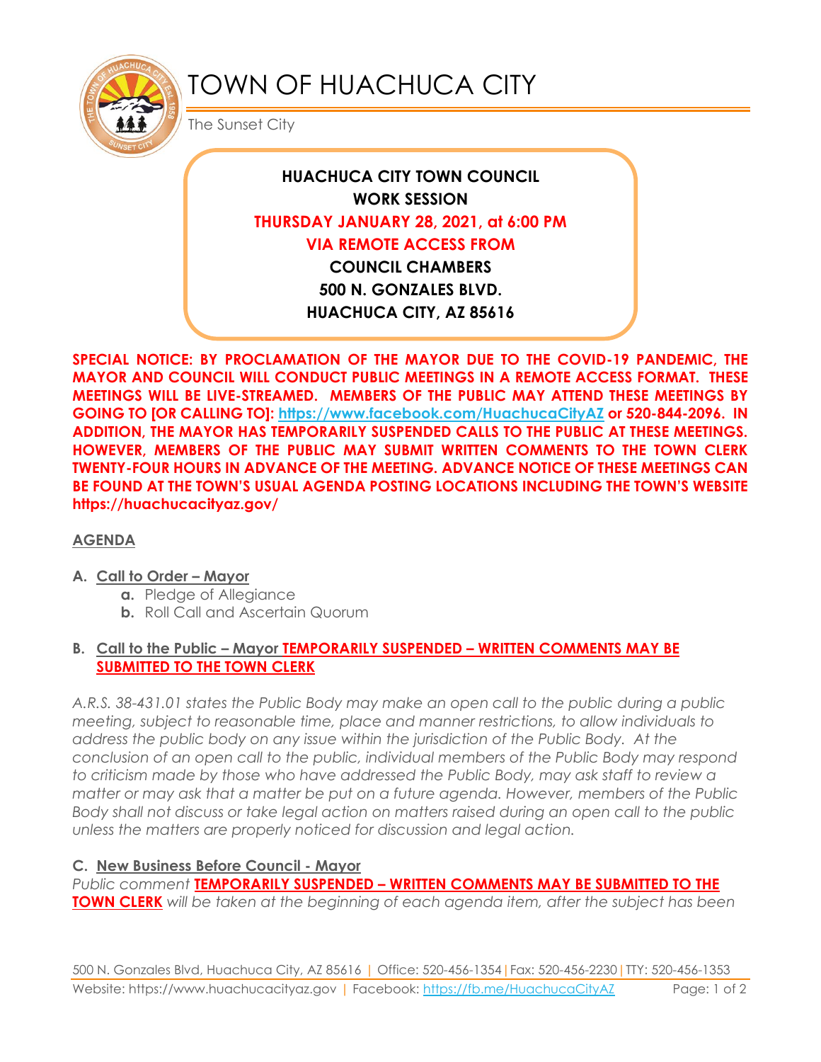# TOWN OF HUACHUCA CITY

The Sunset City

**HUACHUCA CITY TOWN COUNCIL**
**WORK SESSION**
**THURSDAY JANUARY 28, 2021, at 6:00 PM**
**VIA REMOTE ACCESS FROM**
**COUNCIL CHAMBERS**
**500 N. GONZALES BLVD.**
**HUACHUCA CITY, AZ 85616**

**SPECIAL NOTICE: BY PROCLAMATION OF THE MAYOR DUE TO THE COVID-19 PANDEMIC, THE MAYOR AND COUNCIL WILL CONDUCT PUBLIC MEETINGS IN A REMOTE ACCESS FORMAT. THESE MEETINGS WILL BE LIVE-STREAMED. MEMBERS OF THE PUBLIC MAY ATTEND THESE MEETINGS BY GOING TO [OR CALLING TO]: https://www.facebook.com/HuachucaCityAZ or 520-844-2096. IN ADDITION, THE MAYOR HAS TEMPORARILY SUSPENDED CALLS TO THE PUBLIC AT THESE MEETINGS. HOWEVER, MEMBERS OF THE PUBLIC MAY SUBMIT WRITTEN COMMENTS TO THE TOWN CLERK TWENTY-FOUR HOURS IN ADVANCE OF THE MEETING. ADVANCE NOTICE OF THESE MEETINGS CAN BE FOUND AT THE TOWN'S USUAL AGENDA POSTING LOCATIONS INCLUDING THE TOWN'S WEBSITE https://huachucacityaz.gov/**

## AGENDA

**A. Call to Order – Mayor**
- **a.** Pledge of Allegiance
- **b.** Roll Call and Ascertain Quorum

**B. Call to the Public – Mayor TEMPORARILY SUSPENDED – WRITTEN COMMENTS MAY BE SUBMITTED TO THE TOWN CLERK**

*A.R.S. 38-431.01 states the Public Body may make an open call to the public during a public meeting, subject to reasonable time, place and manner restrictions, to allow individuals to address the public body on any issue within the jurisdiction of the Public Body. At the conclusion of an open call to the public, individual members of the Public Body may respond to criticism made by those who have addressed the Public Body, may ask staff to review a matter or may ask that a matter be put on a future agenda. However, members of the Public Body shall not discuss or take legal action on matters raised during an open call to the public unless the matters are properly noticed for discussion and legal action.*

**C. New Business Before Council - Mayor**

*Public comment* **TEMPORARILY SUSPENDED – WRITTEN COMMENTS MAY BE SUBMITTED TO THE TOWN CLERK** *will be taken at the beginning of each agenda item, after the subject has been*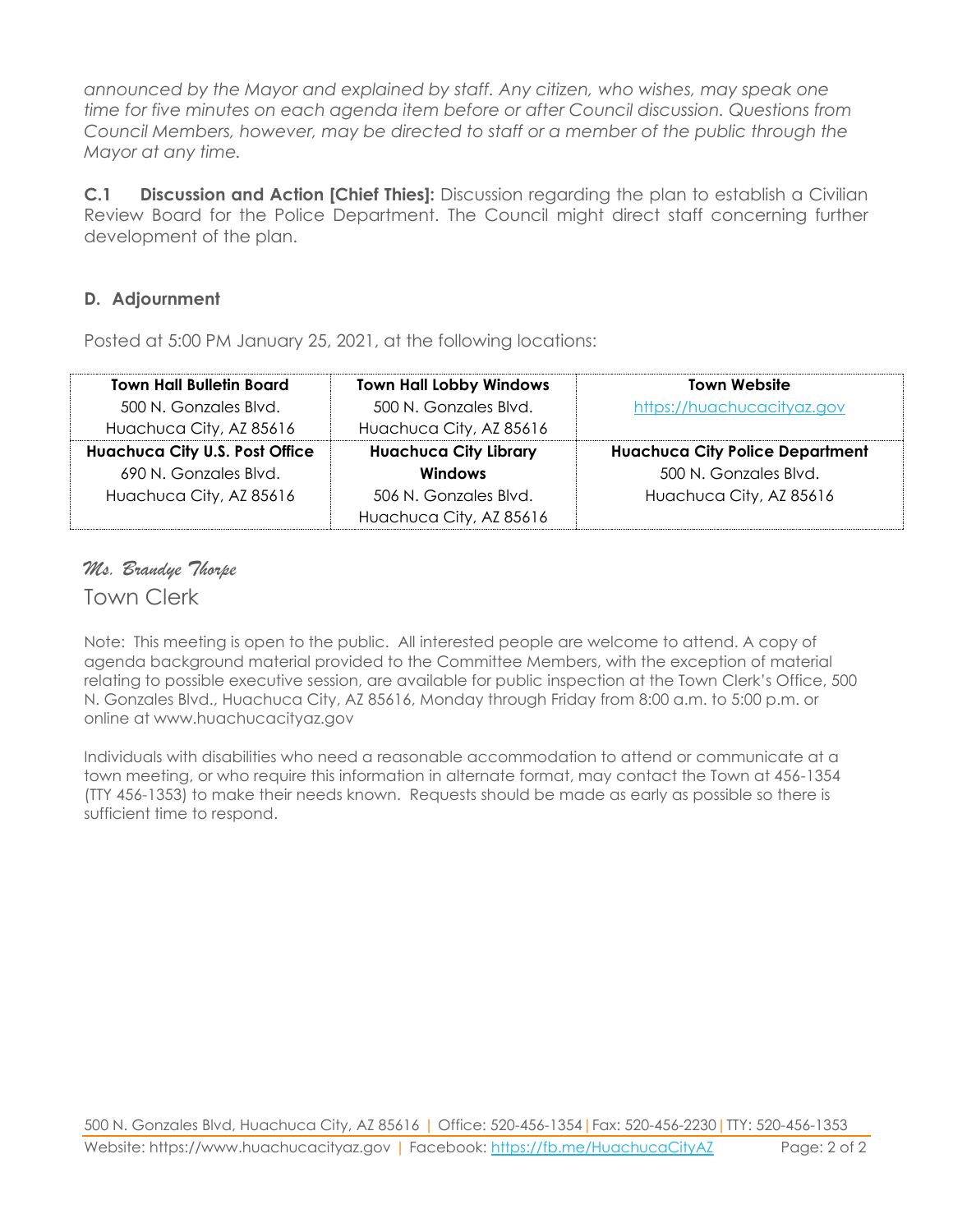*announced by the Mayor and explained by staff. Any citizen, who wishes, may speak one time for five minutes on each agenda item before or after Council discussion. Questions from Council Members, however, may be directed to staff or a member of the public through the Mayor at any time.*

**C.1 Discussion and Action [Chief Thies]:** Discussion regarding the plan to establish a Civilian Review Board for the Police Department. The Council might direct staff concerning further development of the plan.

## D. Adjournment

Posted at 5:00 PM January 25, 2021, at the following locations:

| | | |
|---|---|---|
| **Town Hall Bulletin Board**<br>500 N. Gonzales Blvd.<br>Huachuca City, AZ 85616 | **Town Hall Lobby Windows**<br>500 N. Gonzales Blvd.<br>Huachuca City, AZ 85616 | **Town Website**<br>https://huachucacityaz.gov |
| **Huachuca City U.S. Post Office**<br>690 N. Gonzales Blvd.<br>Huachuca City, AZ 85616 | **Huachuca City Library Windows**<br>506 N. Gonzales Blvd.<br>Huachuca City, AZ 85616 | **Huachuca City Police Department**<br>500 N. Gonzales Blvd.<br>Huachuca City, AZ 85616 |

*Ms. Brandye Thorpe*
Town Clerk

Note: This meeting is open to the public. All interested people are welcome to attend. A copy of agenda background material provided to the Committee Members, with the exception of material relating to possible executive session, are available for public inspection at the Town Clerk's Office, 500 N. Gonzales Blvd., Huachuca City, AZ 85616, Monday through Friday from 8:00 a.m. to 5:00 p.m. or online at www.huachucacityaz.gov

Individuals with disabilities who need a reasonable accommodation to attend or communicate at a town meeting, or who require this information in alternate format, may contact the Town at 456-1354 (TTY 456-1353) to make their needs known. Requests should be made as early as possible so there is sufficient time to respond.